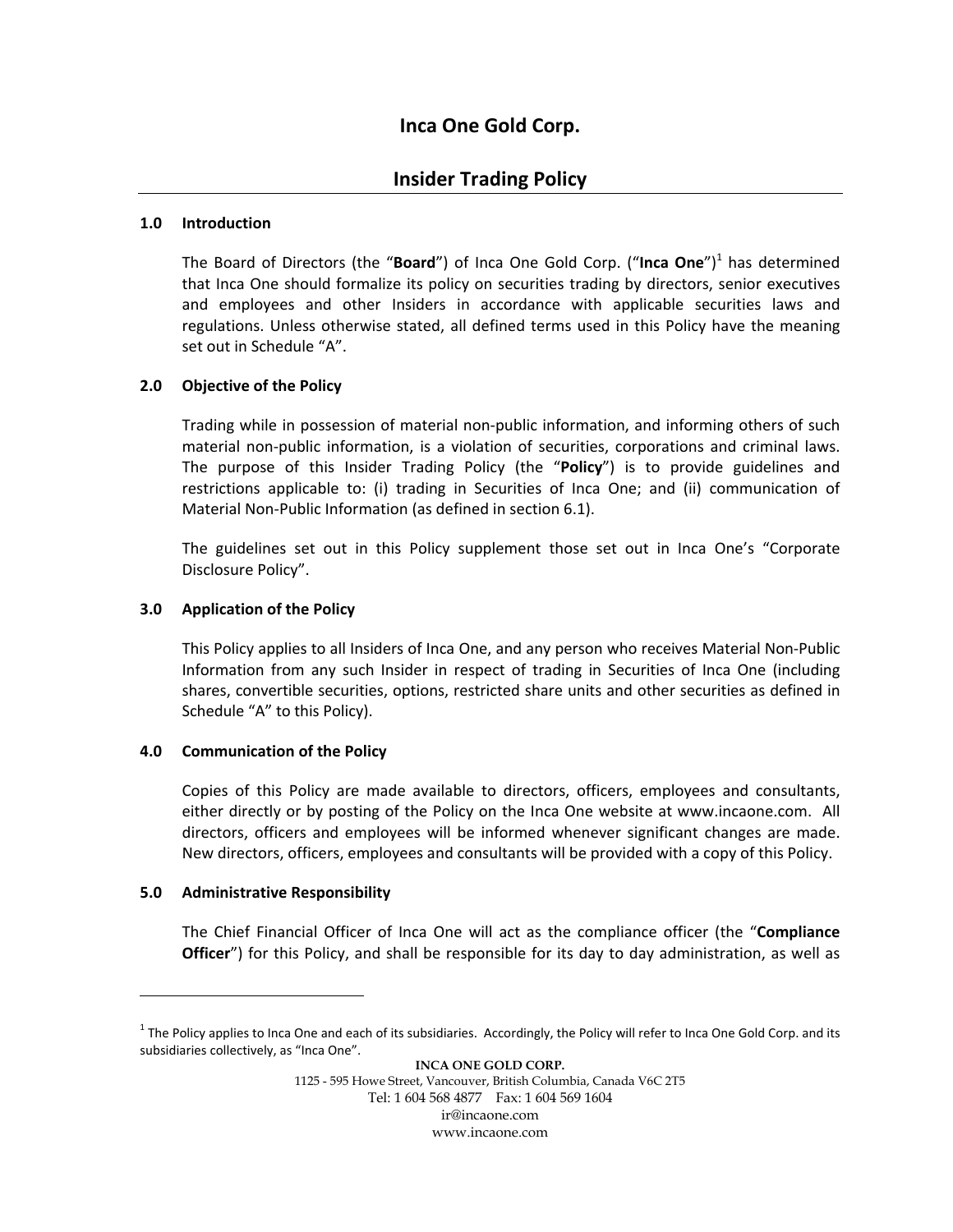# Inca One Gold Corp.

## Insider Trading Policy

### 1.0 Introduction

The Board of Directors (the "**Board**") of Inca One Gold Corp. ("**Inca One**")[1] has determined that Inca One should formalize its policy on securities trading by directors, senior executives and employees and other Insiders in accordance with applicable securities laws and regulations. Unless otherwise stated, all defined terms used in this Policy have the meaning set out in Schedule "A".

### 2.0 Objective of the Policy

Trading while in possession of material non-public information, and informing others of such material non-public information, is a violation of securities, corporations and criminal laws. The purpose of this Insider Trading Policy (the "**Policy**") is to provide guidelines and restrictions applicable to: (i) trading in Securities of Inca One; and (ii) communication of Material Non-Public Information (as defined in section 6.1).

The guidelines set out in this Policy supplement those set out in Inca One's "Corporate Disclosure Policy".

### 3.0 Application of the Policy

This Policy applies to all Insiders of Inca One, and any person who receives Material Non-Public Information from any such Insider in respect of trading in Securities of Inca One (including shares, convertible securities, options, restricted share units and other securities as defined in Schedule "A" to this Policy).

### 4.0 Communication of the Policy

Copies of this Policy are made available to directors, officers, employees and consultants, either directly or by posting of the Policy on the Inca One website at www.incaone.com. All directors, officers and employees will be informed whenever significant changes are made. New directors, officers, employees and consultants will be provided with a copy of this Policy.

### 5.0 Administrative Responsibility

The Chief Financial Officer of Inca One will act as the compliance officer (the "**Compliance Officer**") for this Policy, and shall be responsible for its day to day administration, as well as

---

[1] The Policy applies to Inca One and each of its subsidiaries. Accordingly, the Policy will refer to Inca One Gold Corp. and its subsidiaries collectively, as "Inca One".

**INCA ONE GOLD CORP.**
1125 - 595 Howe Street, Vancouver, British Columbia, Canada V6C 2T5
Tel: 1 604 568 4877 Fax: 1 604 569 1604
ir@incaone.com
www.incaone.com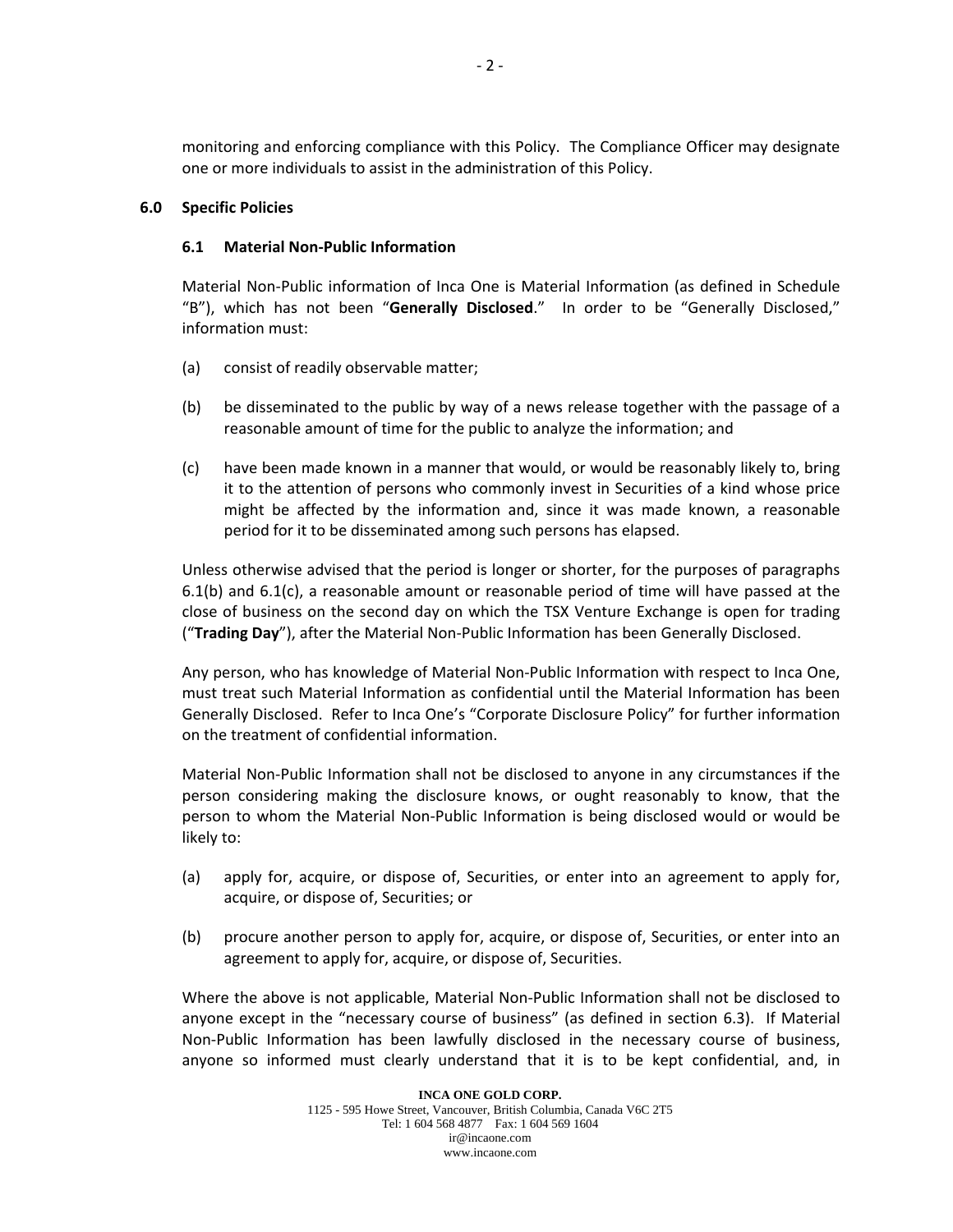monitoring and enforcing compliance with this Policy. The Compliance Officer may designate one or more individuals to assist in the administration of this Policy.

## 6.0 Specific Policies

### 6.1 Material Non-Public Information

Material Non-Public information of Inca One is Material Information (as defined in Schedule "B"), which has not been "**Generally Disclosed**." In order to be "Generally Disclosed," information must:

(a) consist of readily observable matter;

(b) be disseminated to the public by way of a news release together with the passage of a reasonable amount of time for the public to analyze the information; and

(c) have been made known in a manner that would, or would be reasonably likely to, bring it to the attention of persons who commonly invest in Securities of a kind whose price might be affected by the information and, since it was made known, a reasonable period for it to be disseminated among such persons has elapsed.

Unless otherwise advised that the period is longer or shorter, for the purposes of paragraphs 6.1(b) and 6.1(c), a reasonable amount or reasonable period of time will have passed at the close of business on the second day on which the TSX Venture Exchange is open for trading ("**Trading Day**"), after the Material Non-Public Information has been Generally Disclosed.

Any person, who has knowledge of Material Non-Public Information with respect to Inca One, must treat such Material Information as confidential until the Material Information has been Generally Disclosed. Refer to Inca One's "Corporate Disclosure Policy" for further information on the treatment of confidential information.

Material Non-Public Information shall not be disclosed to anyone in any circumstances if the person considering making the disclosure knows, or ought reasonably to know, that the person to whom the Material Non-Public Information is being disclosed would or would be likely to:

(a) apply for, acquire, or dispose of, Securities, or enter into an agreement to apply for, acquire, or dispose of, Securities; or

(b) procure another person to apply for, acquire, or dispose of, Securities, or enter into an agreement to apply for, acquire, or dispose of, Securities.

Where the above is not applicable, Material Non-Public Information shall not be disclosed to anyone except in the "necessary course of business" (as defined in section 6.3). If Material Non-Public Information has been lawfully disclosed in the necessary course of business, anyone so informed must clearly understand that it is to be kept confidential, and, in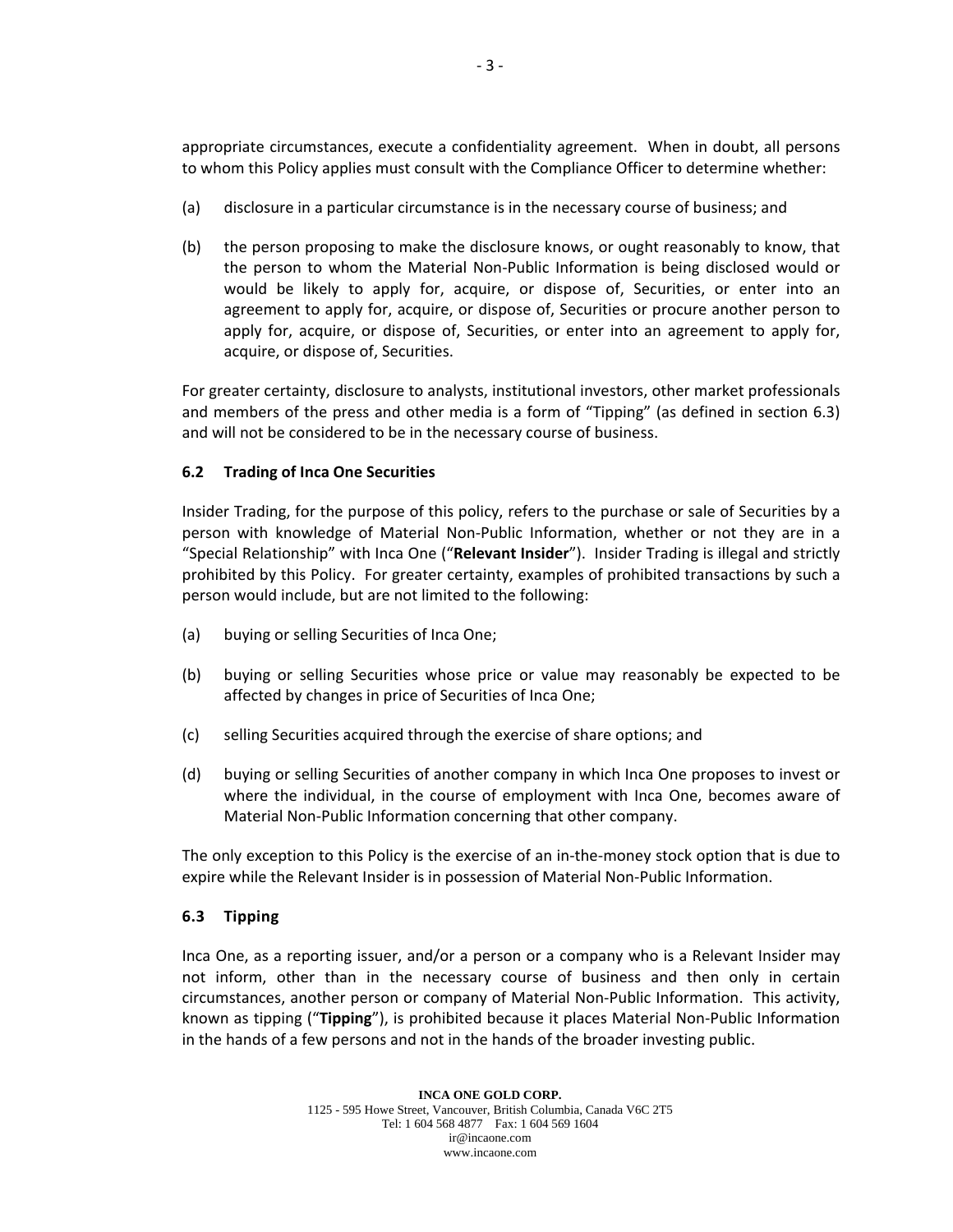appropriate circumstances, execute a confidentiality agreement. When in doubt, all persons to whom this Policy applies must consult with the Compliance Officer to determine whether:

(a) disclosure in a particular circumstance is in the necessary course of business; and

(b) the person proposing to make the disclosure knows, or ought reasonably to know, that the person to whom the Material Non-Public Information is being disclosed would or would be likely to apply for, acquire, or dispose of, Securities, or enter into an agreement to apply for, acquire, or dispose of, Securities or procure another person to apply for, acquire, or dispose of, Securities, or enter into an agreement to apply for, acquire, or dispose of, Securities.

For greater certainty, disclosure to analysts, institutional investors, other market professionals and members of the press and other media is a form of "Tipping" (as defined in section 6.3) and will not be considered to be in the necessary course of business.

### 6.2 Trading of Inca One Securities

Insider Trading, for the purpose of this policy, refers to the purchase or sale of Securities by a person with knowledge of Material Non-Public Information, whether or not they are in a "Special Relationship" with Inca One ("**Relevant Insider**"). Insider Trading is illegal and strictly prohibited by this Policy. For greater certainty, examples of prohibited transactions by such a person would include, but are not limited to the following:

(a) buying or selling Securities of Inca One;

(b) buying or selling Securities whose price or value may reasonably be expected to be affected by changes in price of Securities of Inca One;

(c) selling Securities acquired through the exercise of share options; and

(d) buying or selling Securities of another company in which Inca One proposes to invest or where the individual, in the course of employment with Inca One, becomes aware of Material Non-Public Information concerning that other company.

The only exception to this Policy is the exercise of an in-the-money stock option that is due to expire while the Relevant Insider is in possession of Material Non-Public Information.

### 6.3 Tipping

Inca One, as a reporting issuer, and/or a person or a company who is a Relevant Insider may not inform, other than in the necessary course of business and then only in certain circumstances, another person or company of Material Non-Public Information. This activity, known as tipping ("**Tipping**"), is prohibited because it places Material Non-Public Information in the hands of a few persons and not in the hands of the broader investing public.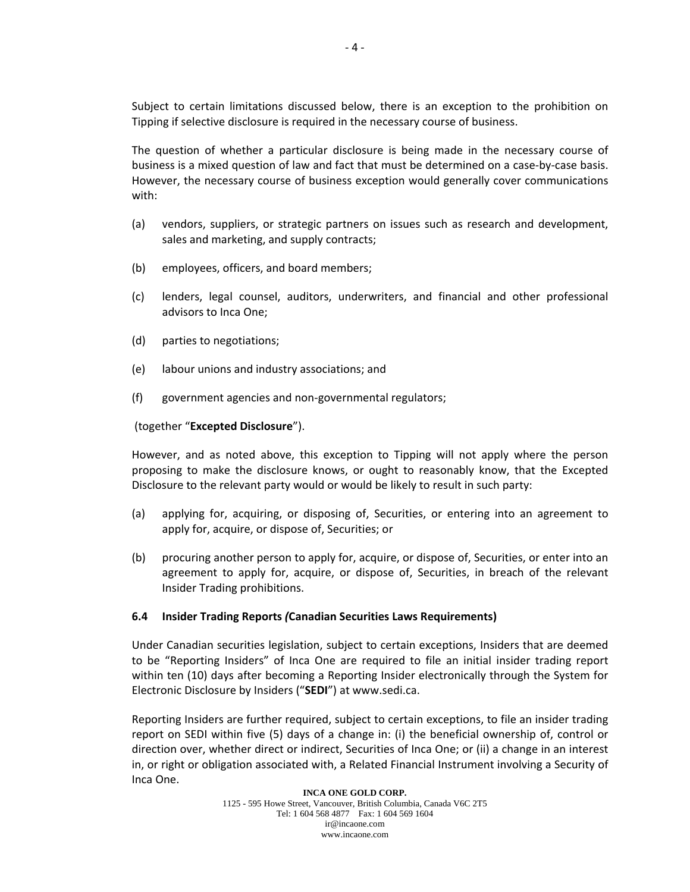Subject to certain limitations discussed below, there is an exception to the prohibition on Tipping if selective disclosure is required in the necessary course of business.

The question of whether a particular disclosure is being made in the necessary course of business is a mixed question of law and fact that must be determined on a case-by-case basis. However, the necessary course of business exception would generally cover communications with:

(a) vendors, suppliers, or strategic partners on issues such as research and development, sales and marketing, and supply contracts;

(b) employees, officers, and board members;

(c) lenders, legal counsel, auditors, underwriters, and financial and other professional advisors to Inca One;

(d) parties to negotiations;

(e) labour unions and industry associations; and

(f) government agencies and non-governmental regulators;

(together "**Excepted Disclosure**").

However, and as noted above, this exception to Tipping will not apply where the person proposing to make the disclosure knows, or ought to reasonably know, that the Excepted Disclosure to the relevant party would or would be likely to result in such party:

(a) applying for, acquiring, or disposing of, Securities, or entering into an agreement to apply for, acquire, or dispose of, Securities; or

(b) procuring another person to apply for, acquire, or dispose of, Securities, or enter into an agreement to apply for, acquire, or dispose of, Securities, in breach of the relevant Insider Trading prohibitions.

### 6.4 Insider Trading Reports *(*Canadian Securities Laws Requirements)

Under Canadian securities legislation, subject to certain exceptions, Insiders that are deemed to be "Reporting Insiders" of Inca One are required to file an initial insider trading report within ten (10) days after becoming a Reporting Insider electronically through the System for Electronic Disclosure by Insiders ("**SEDI**") at www.sedi.ca.

Reporting Insiders are further required, subject to certain exceptions, to file an insider trading report on SEDI within five (5) days of a change in: (i) the beneficial ownership of, control or direction over, whether direct or indirect, Securities of Inca One; or (ii) a change in an interest in, or right or obligation associated with, a Related Financial Instrument involving a Security of Inca One.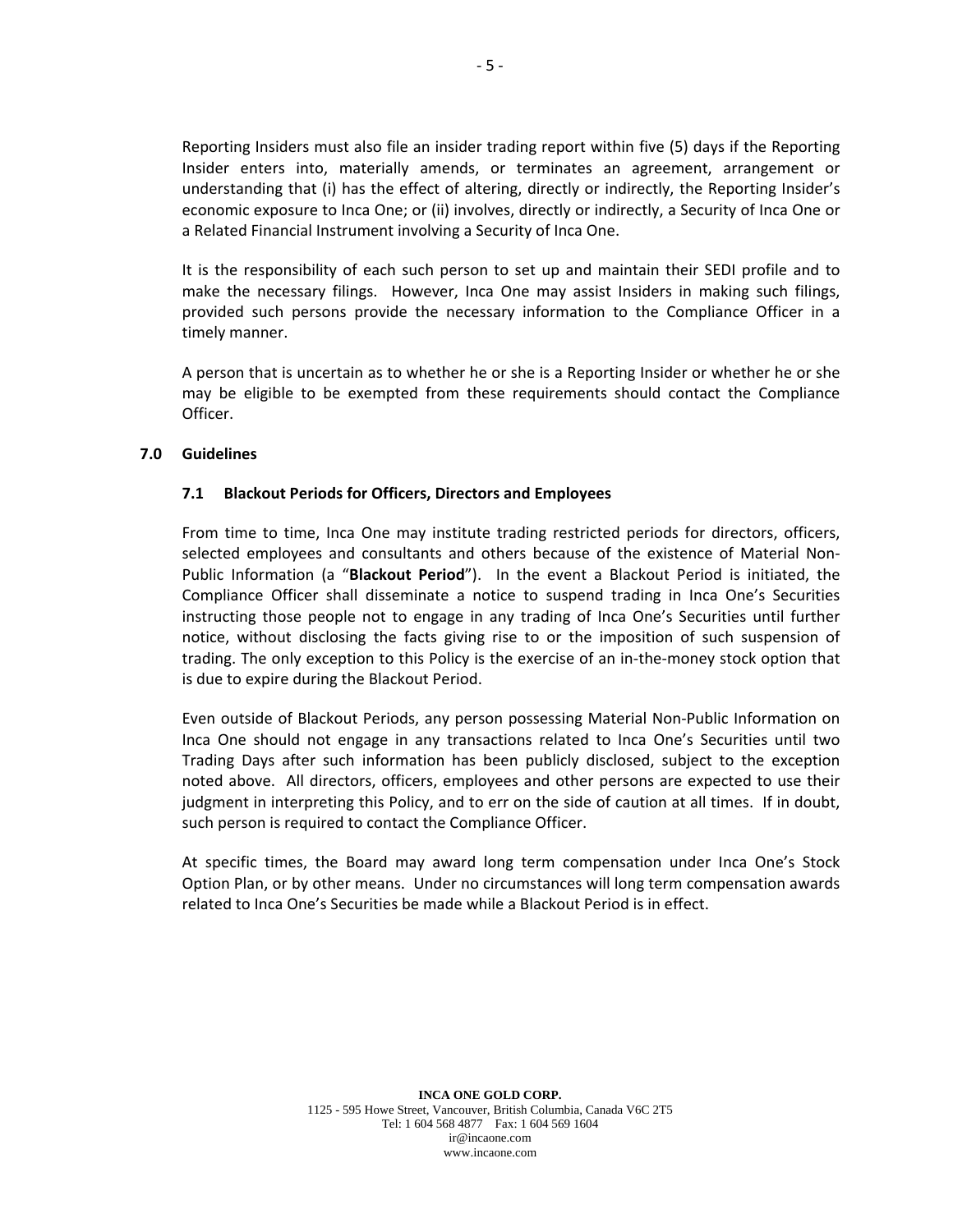Reporting Insiders must also file an insider trading report within five (5) days if the Reporting Insider enters into, materially amends, or terminates an agreement, arrangement or understanding that (i) has the effect of altering, directly or indirectly, the Reporting Insider's economic exposure to Inca One; or (ii) involves, directly or indirectly, a Security of Inca One or a Related Financial Instrument involving a Security of Inca One.

It is the responsibility of each such person to set up and maintain their SEDI profile and to make the necessary filings. However, Inca One may assist Insiders in making such filings, provided such persons provide the necessary information to the Compliance Officer in a timely manner.

A person that is uncertain as to whether he or she is a Reporting Insider or whether he or she may be eligible to be exempted from these requirements should contact the Compliance Officer.

## 7.0 Guidelines

### 7.1 Blackout Periods for Officers, Directors and Employees

From time to time, Inca One may institute trading restricted periods for directors, officers, selected employees and consultants and others because of the existence of Material Non-Public Information (a "**Blackout Period**"). In the event a Blackout Period is initiated, the Compliance Officer shall disseminate a notice to suspend trading in Inca One's Securities instructing those people not to engage in any trading of Inca One's Securities until further notice, without disclosing the facts giving rise to or the imposition of such suspension of trading. The only exception to this Policy is the exercise of an in-the-money stock option that is due to expire during the Blackout Period.

Even outside of Blackout Periods, any person possessing Material Non-Public Information on Inca One should not engage in any transactions related to Inca One's Securities until two Trading Days after such information has been publicly disclosed, subject to the exception noted above. All directors, officers, employees and other persons are expected to use their judgment in interpreting this Policy, and to err on the side of caution at all times. If in doubt, such person is required to contact the Compliance Officer.

At specific times, the Board may award long term compensation under Inca One's Stock Option Plan, or by other means. Under no circumstances will long term compensation awards related to Inca One's Securities be made while a Blackout Period is in effect.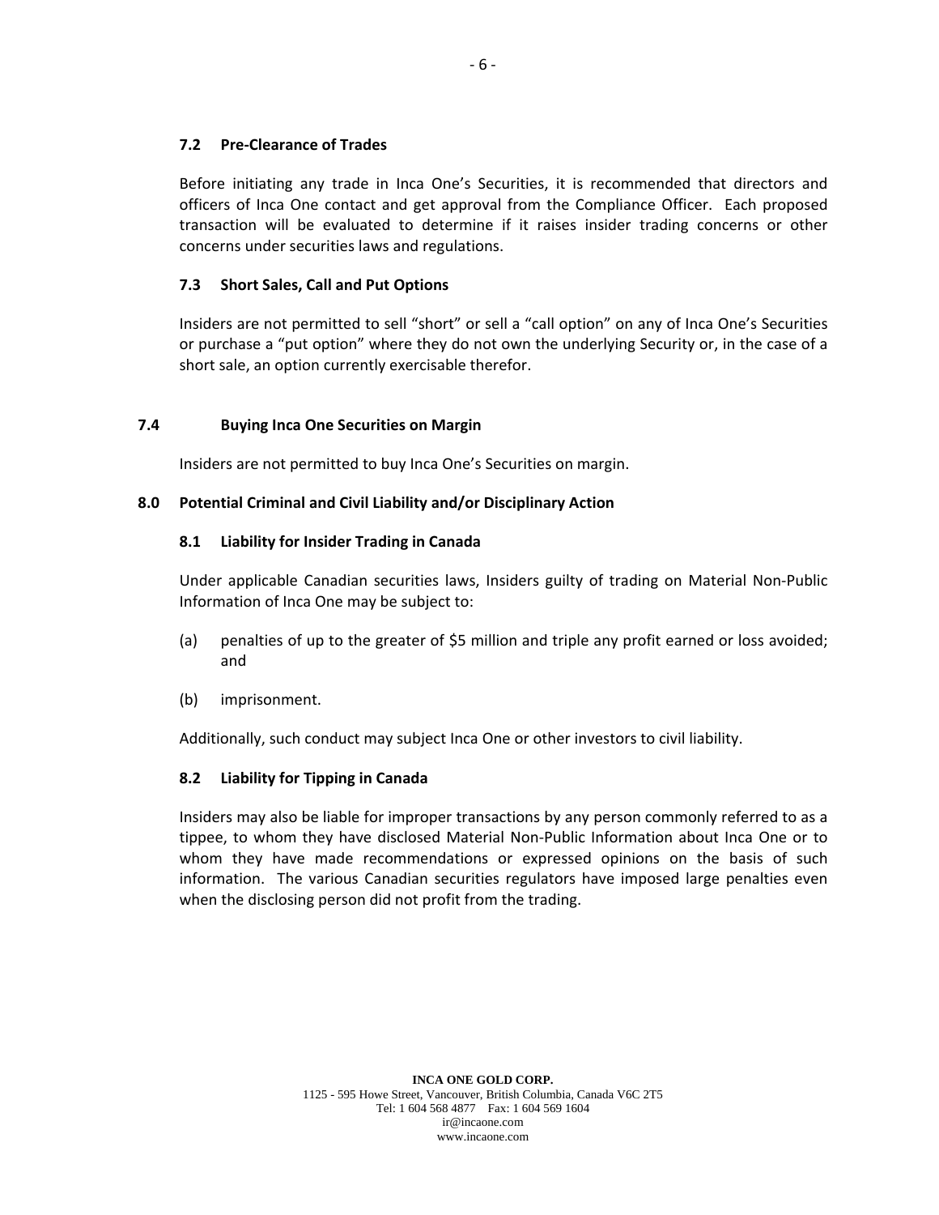### 7.2 Pre-Clearance of Trades

Before initiating any trade in Inca One's Securities, it is recommended that directors and officers of Inca One contact and get approval from the Compliance Officer. Each proposed transaction will be evaluated to determine if it raises insider trading concerns or other concerns under securities laws and regulations.

### 7.3 Short Sales, Call and Put Options

Insiders are not permitted to sell "short" or sell a "call option" on any of Inca One's Securities or purchase a "put option" where they do not own the underlying Security or, in the case of a short sale, an option currently exercisable therefor.

### 7.4 Buying Inca One Securities on Margin

Insiders are not permitted to buy Inca One's Securities on margin.

## 8.0 Potential Criminal and Civil Liability and/or Disciplinary Action

### 8.1 Liability for Insider Trading in Canada

Under applicable Canadian securities laws, Insiders guilty of trading on Material Non-Public Information of Inca One may be subject to:

(a) penalties of up to the greater of $5 million and triple any profit earned or loss avoided; and

(b) imprisonment.

Additionally, such conduct may subject Inca One or other investors to civil liability.

### 8.2 Liability for Tipping in Canada

Insiders may also be liable for improper transactions by any person commonly referred to as a tippee, to whom they have disclosed Material Non-Public Information about Inca One or to whom they have made recommendations or expressed opinions on the basis of such information. The various Canadian securities regulators have imposed large penalties even when the disclosing person did not profit from the trading.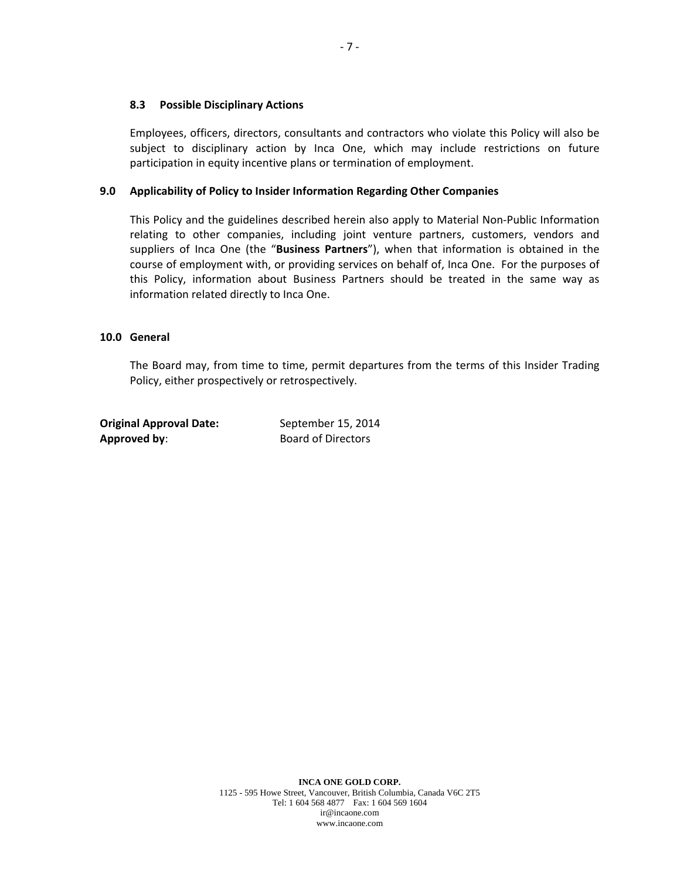### 8.3 Possible Disciplinary Actions

Employees, officers, directors, consultants and contractors who violate this Policy will also be subject to disciplinary action by Inca One, which may include restrictions on future participation in equity incentive plans or termination of employment.

## 9.0 Applicability of Policy to Insider Information Regarding Other Companies

This Policy and the guidelines described herein also apply to Material Non-Public Information relating to other companies, including joint venture partners, customers, vendors and suppliers of Inca One (the "**Business Partners**"), when that information is obtained in the course of employment with, or providing services on behalf of, Inca One. For the purposes of this Policy, information about Business Partners should be treated in the same way as information related directly to Inca One.

## 10.0 General

The Board may, from time to time, permit departures from the terms of this Insider Trading Policy, either prospectively or retrospectively.

**Original Approval Date:** September 15, 2014
**Approved by**: Board of Directors

**INCA ONE GOLD CORP.**
1125 - 595 Howe Street, Vancouver, British Columbia, Canada V6C 2T5
Tel: 1 604 568 4877 Fax: 1 604 569 1604
ir@incaone.com
www.incaone.com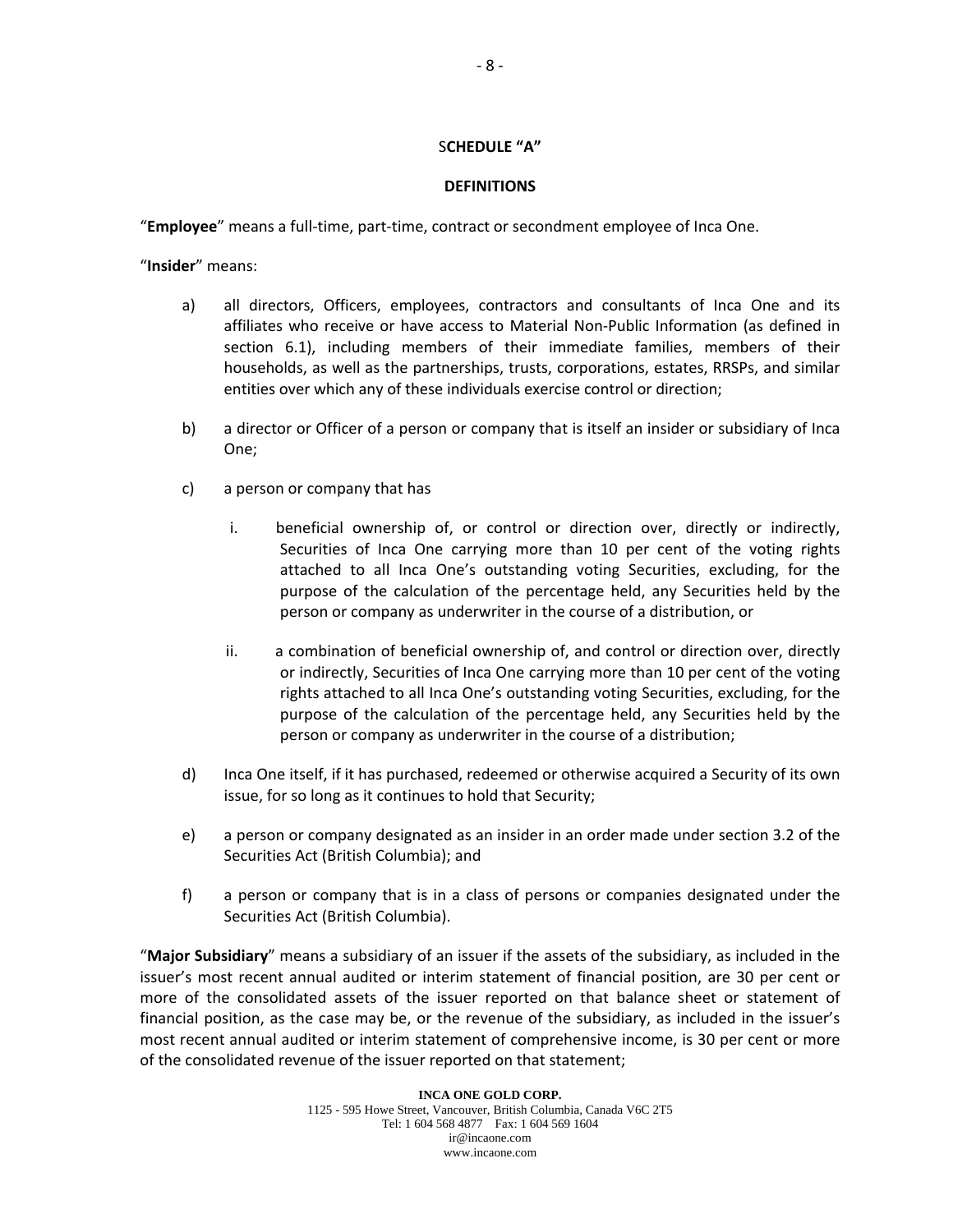## SCHEDULE "A"

## DEFINITIONS

"**Employee**" means a full-time, part-time, contract or secondment employee of Inca One.

"**Insider**" means:

a) all directors, Officers, employees, contractors and consultants of Inca One and its affiliates who receive or have access to Material Non-Public Information (as defined in section 6.1), including members of their immediate families, members of their households, as well as the partnerships, trusts, corporations, estates, RRSPs, and similar entities over which any of these individuals exercise control or direction;

b) a director or Officer of a person or company that is itself an insider or subsidiary of Inca One;

c) a person or company that has

   i. beneficial ownership of, or control or direction over, directly or indirectly, Securities of Inca One carrying more than 10 per cent of the voting rights attached to all Inca One's outstanding voting Securities, excluding, for the purpose of the calculation of the percentage held, any Securities held by the person or company as underwriter in the course of a distribution, or

   ii. a combination of beneficial ownership of, and control or direction over, directly or indirectly, Securities of Inca One carrying more than 10 per cent of the voting rights attached to all Inca One's outstanding voting Securities, excluding, for the purpose of the calculation of the percentage held, any Securities held by the person or company as underwriter in the course of a distribution;

d) Inca One itself, if it has purchased, redeemed or otherwise acquired a Security of its own issue, for so long as it continues to hold that Security;

e) a person or company designated as an insider in an order made under section 3.2 of the Securities Act (British Columbia); and

f) a person or company that is in a class of persons or companies designated under the Securities Act (British Columbia).

"**Major Subsidiary**" means a subsidiary of an issuer if the assets of the subsidiary, as included in the issuer's most recent annual audited or interim statement of financial position, are 30 per cent or more of the consolidated assets of the issuer reported on that balance sheet or statement of financial position, as the case may be, or the revenue of the subsidiary, as included in the issuer's most recent annual audited or interim statement of comprehensive income, is 30 per cent or more of the consolidated revenue of the issuer reported on that statement;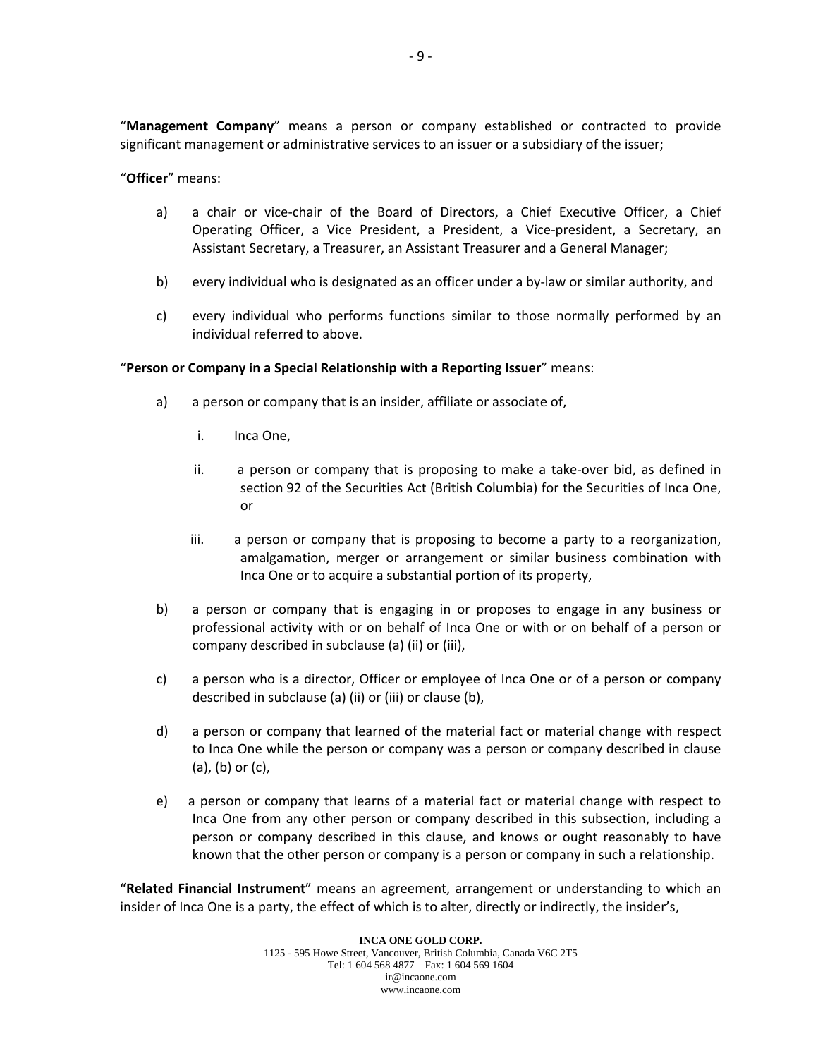"**Management Company**" means a person or company established or contracted to provide significant management or administrative services to an issuer or a subsidiary of the issuer;

"**Officer**" means:

a) a chair or vice-chair of the Board of Directors, a Chief Executive Officer, a Chief Operating Officer, a Vice President, a President, a Vice-president, a Secretary, an Assistant Secretary, a Treasurer, an Assistant Treasurer and a General Manager;

b) every individual who is designated as an officer under a by-law or similar authority, and

c) every individual who performs functions similar to those normally performed by an individual referred to above.

"**Person or Company in a Special Relationship with a Reporting Issuer**" means:

a) a person or company that is an insider, affiliate or associate of,

  i. Inca One,

  ii. a person or company that is proposing to make a take-over bid, as defined in section 92 of the Securities Act (British Columbia) for the Securities of Inca One, or

  iii. a person or company that is proposing to become a party to a reorganization, amalgamation, merger or arrangement or similar business combination with Inca One or to acquire a substantial portion of its property,

b) a person or company that is engaging in or proposes to engage in any business or professional activity with or on behalf of Inca One or with or on behalf of a person or company described in subclause (a) (ii) or (iii),

c) a person who is a director, Officer or employee of Inca One or of a person or company described in subclause (a) (ii) or (iii) or clause (b),

d) a person or company that learned of the material fact or material change with respect to Inca One while the person or company was a person or company described in clause (a), (b) or (c),

e) a person or company that learns of a material fact or material change with respect to Inca One from any other person or company described in this subsection, including a person or company described in this clause, and knows or ought reasonably to have known that the other person or company is a person or company in such a relationship.

"**Related Financial Instrument**" means an agreement, arrangement or understanding to which an insider of Inca One is a party, the effect of which is to alter, directly or indirectly, the insider's,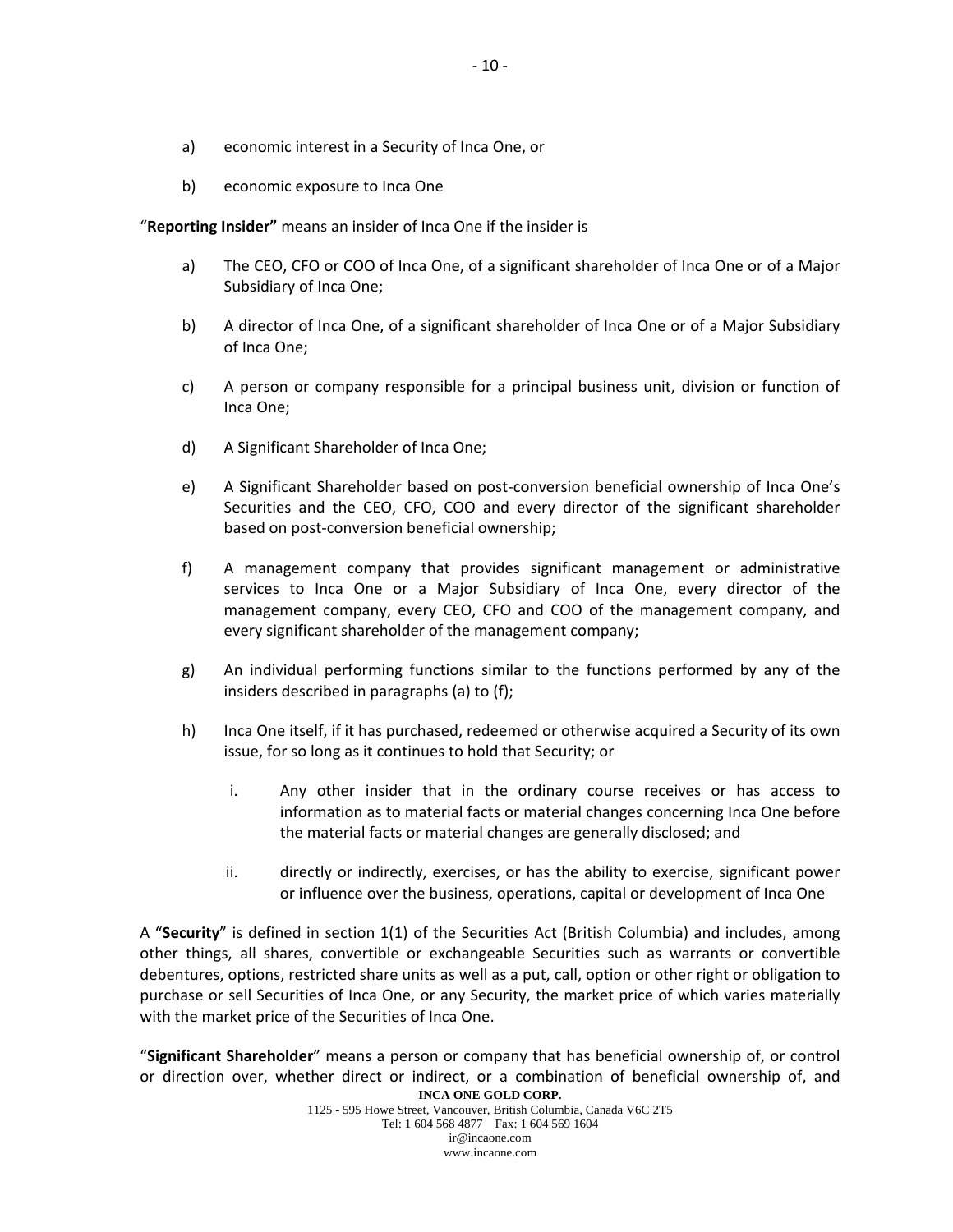a) economic interest in a Security of Inca One, or

b) economic exposure to Inca One

"**Reporting Insider"** means an insider of Inca One if the insider is

a) The CEO, CFO or COO of Inca One, of a significant shareholder of Inca One or of a Major Subsidiary of Inca One;

b) A director of Inca One, of a significant shareholder of Inca One or of a Major Subsidiary of Inca One;

c) A person or company responsible for a principal business unit, division or function of Inca One;

d) A Significant Shareholder of Inca One;

e) A Significant Shareholder based on post-conversion beneficial ownership of Inca One's Securities and the CEO, CFO, COO and every director of the significant shareholder based on post-conversion beneficial ownership;

f) A management company that provides significant management or administrative services to Inca One or a Major Subsidiary of Inca One, every director of the management company, every CEO, CFO and COO of the management company, and every significant shareholder of the management company;

g) An individual performing functions similar to the functions performed by any of the insiders described in paragraphs (a) to (f);

h) Inca One itself, if it has purchased, redeemed or otherwise acquired a Security of its own issue, for so long as it continues to hold that Security; or

   i. Any other insider that in the ordinary course receives or has access to information as to material facts or material changes concerning Inca One before the material facts or material changes are generally disclosed; and

   ii. directly or indirectly, exercises, or has the ability to exercise, significant power or influence over the business, operations, capital or development of Inca One

A "**Security**" is defined in section 1(1) of the Securities Act (British Columbia) and includes, among other things, all shares, convertible or exchangeable Securities such as warrants or convertible debentures, options, restricted share units as well as a put, call, option or other right or obligation to purchase or sell Securities of Inca One, or any Security, the market price of which varies materially with the market price of the Securities of Inca One.

"**Significant Shareholder**" means a person or company that has beneficial ownership of, or control or direction over, whether direct or indirect, or a combination of beneficial ownership of, and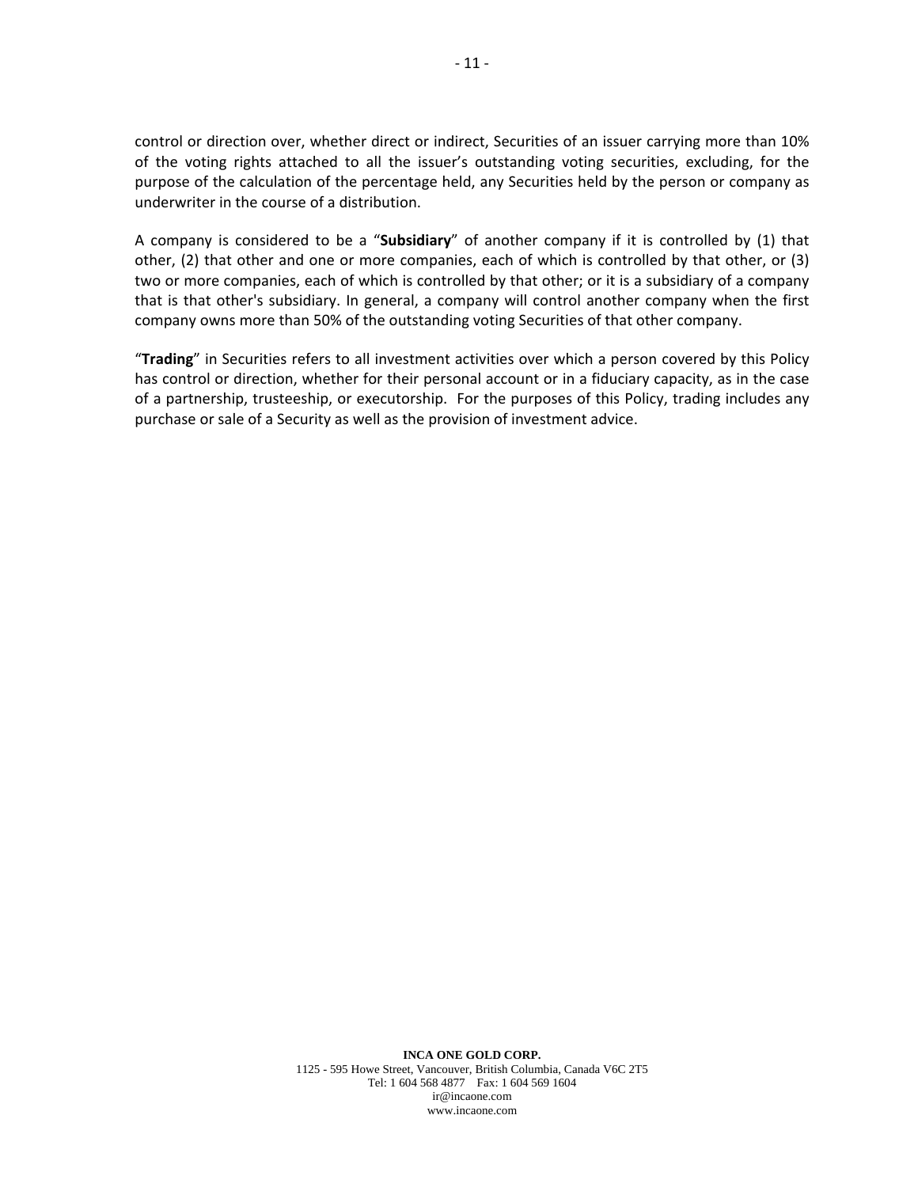control or direction over, whether direct or indirect, Securities of an issuer carrying more than 10% of the voting rights attached to all the issuer's outstanding voting securities, excluding, for the purpose of the calculation of the percentage held, any Securities held by the person or company as underwriter in the course of a distribution.

A company is considered to be a "**Subsidiary**" of another company if it is controlled by (1) that other, (2) that other and one or more companies, each of which is controlled by that other, or (3) two or more companies, each of which is controlled by that other; or it is a subsidiary of a company that is that other's subsidiary. In general, a company will control another company when the first company owns more than 50% of the outstanding voting Securities of that other company.

"**Trading**" in Securities refers to all investment activities over which a person covered by this Policy has control or direction, whether for their personal account or in a fiduciary capacity, as in the case of a partnership, trusteeship, or executorship. For the purposes of this Policy, trading includes any purchase or sale of a Security as well as the provision of investment advice.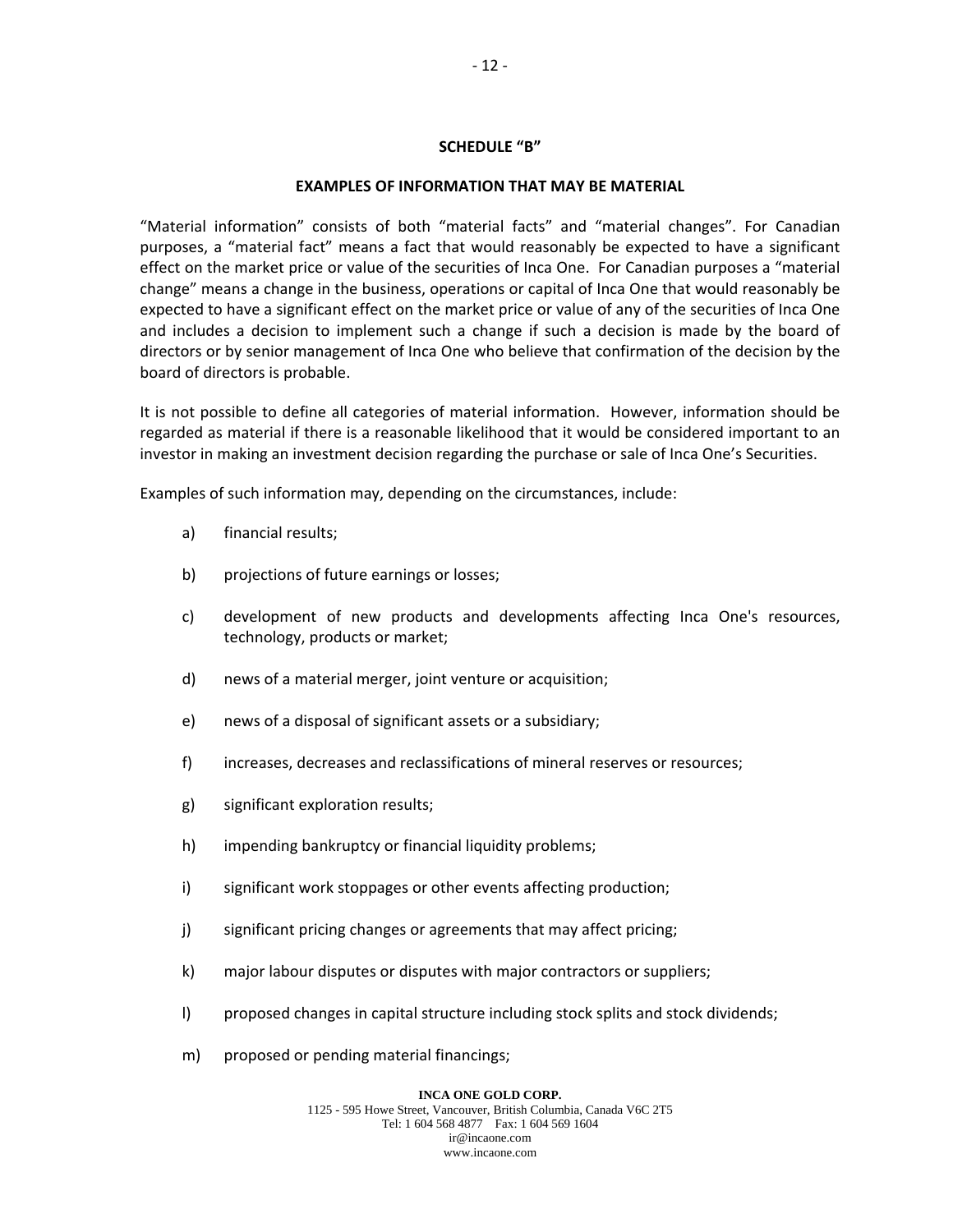## SCHEDULE "B"

### EXAMPLES OF INFORMATION THAT MAY BE MATERIAL

"Material information" consists of both "material facts" and "material changes". For Canadian purposes, a "material fact" means a fact that would reasonably be expected to have a significant effect on the market price or value of the securities of Inca One. For Canadian purposes a "material change" means a change in the business, operations or capital of Inca One that would reasonably be expected to have a significant effect on the market price or value of any of the securities of Inca One and includes a decision to implement such a change if such a decision is made by the board of directors or by senior management of Inca One who believe that confirmation of the decision by the board of directors is probable.

It is not possible to define all categories of material information. However, information should be regarded as material if there is a reasonable likelihood that it would be considered important to an investor in making an investment decision regarding the purchase or sale of Inca One's Securities.

Examples of such information may, depending on the circumstances, include:

a) financial results;

b) projections of future earnings or losses;

c) development of new products and developments affecting Inca One's resources, technology, products or market;

d) news of a material merger, joint venture or acquisition;

e) news of a disposal of significant assets or a subsidiary;

f) increases, decreases and reclassifications of mineral reserves or resources;

g) significant exploration results;

h) impending bankruptcy or financial liquidity problems;

i) significant work stoppages or other events affecting production;

j) significant pricing changes or agreements that may affect pricing;

k) major labour disputes or disputes with major contractors or suppliers;

l) proposed changes in capital structure including stock splits and stock dividends;

m) proposed or pending material financings;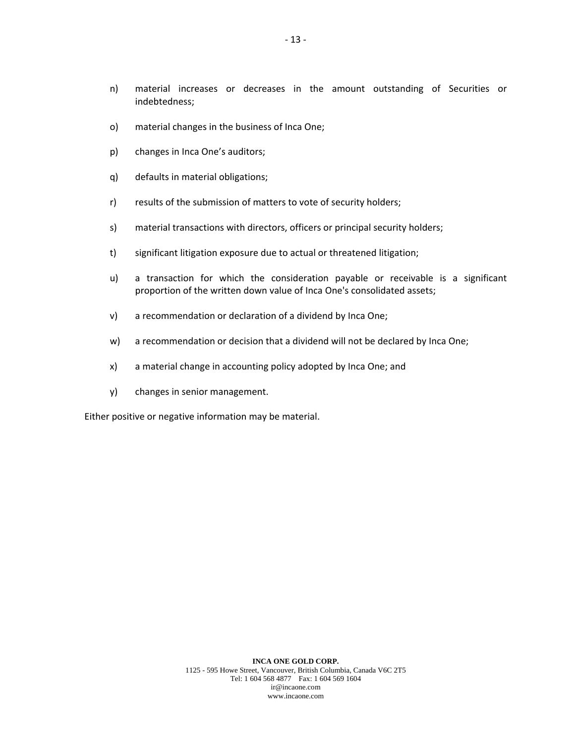n) material increases or decreases in the amount outstanding of Securities or indebtedness;

o) material changes in the business of Inca One;

p) changes in Inca One's auditors;

q) defaults in material obligations;

r) results of the submission of matters to vote of security holders;

s) material transactions with directors, officers or principal security holders;

t) significant litigation exposure due to actual or threatened litigation;

u) a transaction for which the consideration payable or receivable is a significant proportion of the written down value of Inca One's consolidated assets;

v) a recommendation or declaration of a dividend by Inca One;

w) a recommendation or decision that a dividend will not be declared by Inca One;

x) a material change in accounting policy adopted by Inca One; and

y) changes in senior management.

Either positive or negative information may be material.